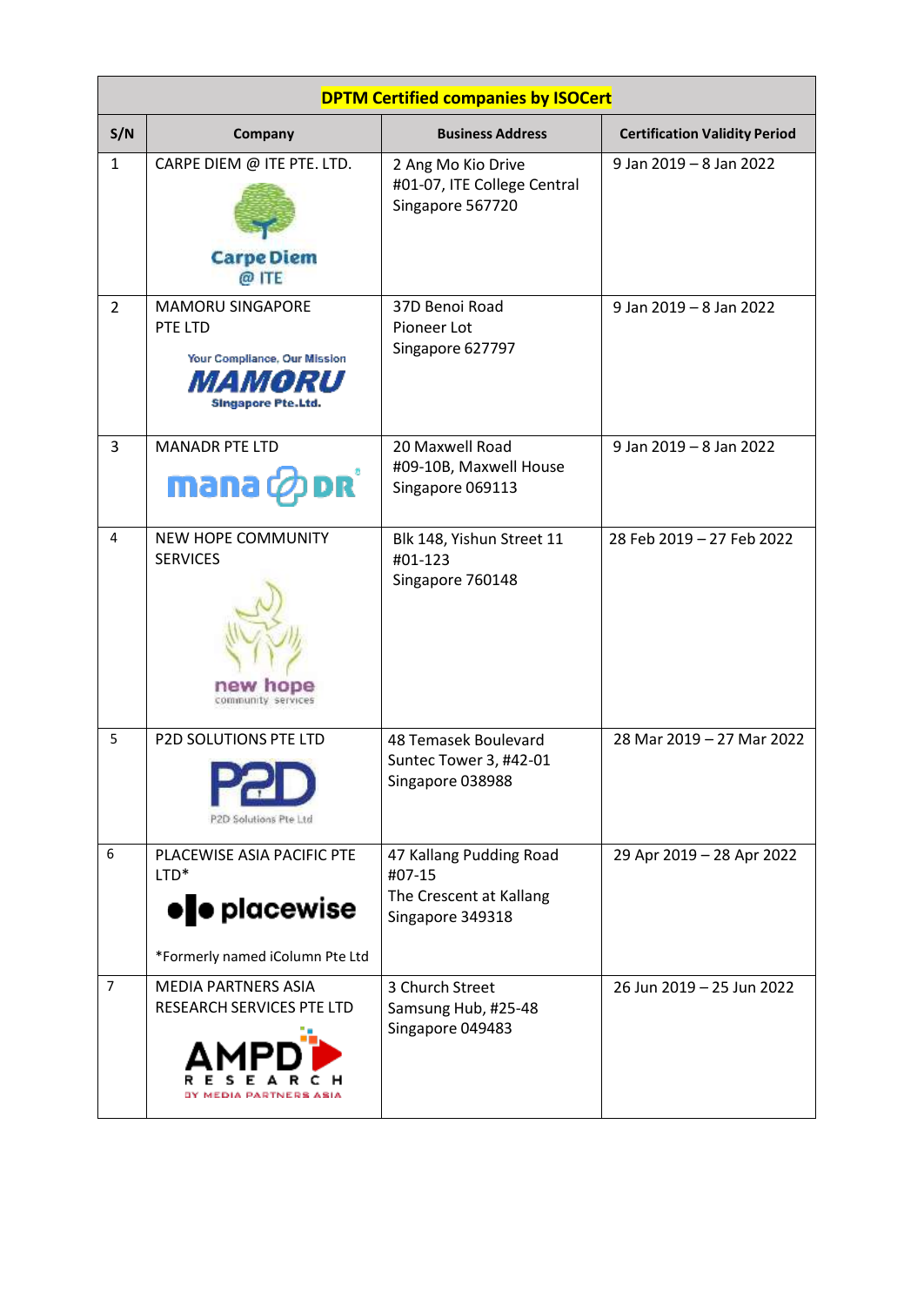| DPTM Certified companies by ISOCert | | | |
|---|---|---|---|
| **S/N** | **Company** | **Business Address** | **Certification Validity Period** |
| 1 | CARPE DIEM @ ITE PTE. LTD. | 2 Ang Mo Kio Drive<br>#01-07, ITE College Central<br>Singapore 567720 | 9 Jan 2019 – 8 Jan 2022 |
| 2 | MAMORU SINGAPORE PTE LTD | 37D Benoi Road<br>Pioneer Lot<br>Singapore 627797 | 9 Jan 2019 – 8 Jan 2022 |
| 3 | MANADR PTE LTD | 20 Maxwell Road<br>#09-10B, Maxwell House<br>Singapore 069113 | 9 Jan 2019 – 8 Jan 2022 |
| 4 | NEW HOPE COMMUNITY SERVICES | Blk 148, Yishun Street 11<br>#01-123<br>Singapore 760148 | 28 Feb 2019 – 27 Feb 2022 |
| 5 | P2D SOLUTIONS PTE LTD | 48 Temasek Boulevard<br>Suntec Tower 3, #42-01<br>Singapore 038988 | 28 Mar 2019 – 27 Mar 2022 |
| 6 | PLACEWISE ASIA PACIFIC PTE LTD*<br><br>*Formerly named iColumn Pte Ltd | 47 Kallang Pudding Road<br>#07-15<br>The Crescent at Kallang<br>Singapore 349318 | 29 Apr 2019 – 28 Apr 2022 |
| 7 | MEDIA PARTNERS ASIA RESEARCH SERVICES PTE LTD | 3 Church Street<br>Samsung Hub, #25-48<br>Singapore 049483 | 26 Jun 2019 – 25 Jun 2022 |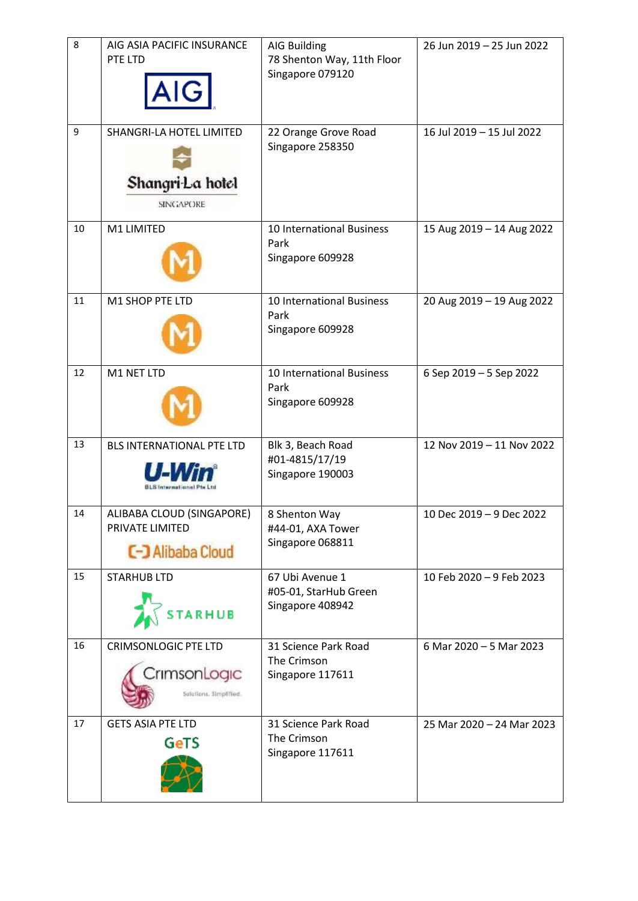| 8 | AIG ASIA PACIFIC INSURANCE PTE LTD | AIG Building<br>78 Shenton Way, 11th Floor<br>Singapore 079120 | 26 Jun 2019 – 25 Jun 2022 |
|---|---|---|---|
| 9 | SHANGRI-LA HOTEL LIMITED | 22 Orange Grove Road<br>Singapore 258350 | 16 Jul 2019 – 15 Jul 2022 |
| 10 | M1 LIMITED | 10 International Business Park<br>Singapore 609928 | 15 Aug 2019 – 14 Aug 2022 |
| 11 | M1 SHOP PTE LTD | 10 International Business Park<br>Singapore 609928 | 20 Aug 2019 – 19 Aug 2022 |
| 12 | M1 NET LTD | 10 International Business Park<br>Singapore 609928 | 6 Sep 2019 – 5 Sep 2022 |
| 13 | BLS INTERNATIONAL PTE LTD | Blk 3, Beach Road<br>#01-4815/17/19<br>Singapore 190003 | 12 Nov 2019 – 11 Nov 2022 |
| 14 | ALIBABA CLOUD (SINGAPORE) PRIVATE LIMITED | 8 Shenton Way<br>#44-01, AXA Tower<br>Singapore 068811 | 10 Dec 2019 – 9 Dec 2022 |
| 15 | STARHUB LTD | 67 Ubi Avenue 1<br>#05-01, StarHub Green<br>Singapore 408942 | 10 Feb 2020 – 9 Feb 2023 |
| 16 | CRIMSONLOGIC PTE LTD | 31 Science Park Road<br>The Crimson<br>Singapore 117611 | 6 Mar 2020 – 5 Mar 2023 |
| 17 | GETS ASIA PTE LTD | 31 Science Park Road<br>The Crimson<br>Singapore 117611 | 25 Mar 2020 – 24 Mar 2023 |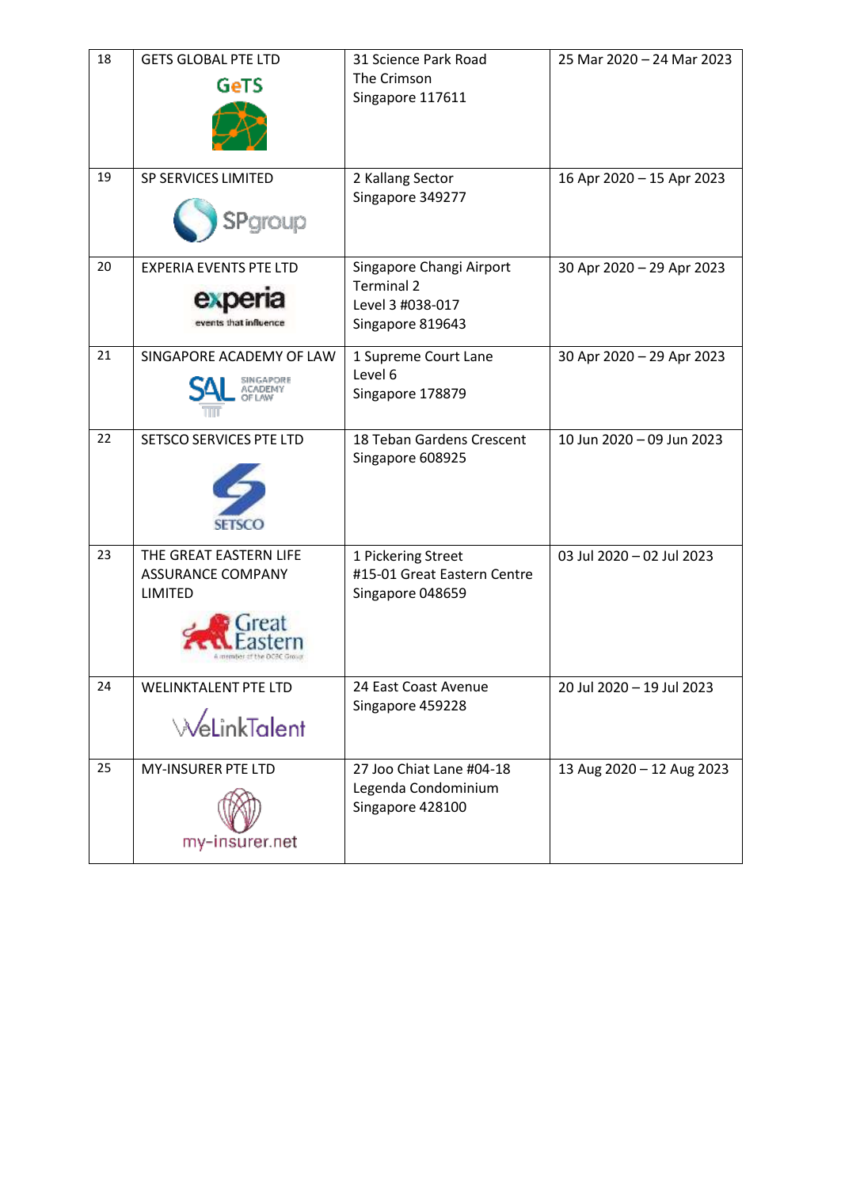| 18 | GETS GLOBAL PTE LTD | 31 Science Park Road<br>The Crimson<br>Singapore 117611 | 25 Mar 2020 – 24 Mar 2023 |
|---|---|---|---|
| 19 | SP SERVICES LIMITED | 2 Kallang Sector<br>Singapore 349277 | 16 Apr 2020 – 15 Apr 2023 |
| 20 | EXPERIA EVENTS PTE LTD | Singapore Changi Airport<br>Terminal 2<br>Level 3 #038-017<br>Singapore 819643 | 30 Apr 2020 – 29 Apr 2023 |
| 21 | SINGAPORE ACADEMY OF LAW | 1 Supreme Court Lane<br>Level 6<br>Singapore 178879 | 30 Apr 2020 – 29 Apr 2023 |
| 22 | SETSCO SERVICES PTE LTD | 18 Teban Gardens Crescent<br>Singapore 608925 | 10 Jun 2020 – 09 Jun 2023 |
| 23 | THE GREAT EASTERN LIFE ASSURANCE COMPANY LIMITED | 1 Pickering Street<br>#15-01 Great Eastern Centre<br>Singapore 048659 | 03 Jul 2020 – 02 Jul 2023 |
| 24 | WELINKTALENT PTE LTD | 24 East Coast Avenue<br>Singapore 459228 | 20 Jul 2020 – 19 Jul 2023 |
| 25 | MY-INSURER PTE LTD | 27 Joo Chiat Lane #04-18<br>Legenda Condominium<br>Singapore 428100 | 13 Aug 2020 – 12 Aug 2023 |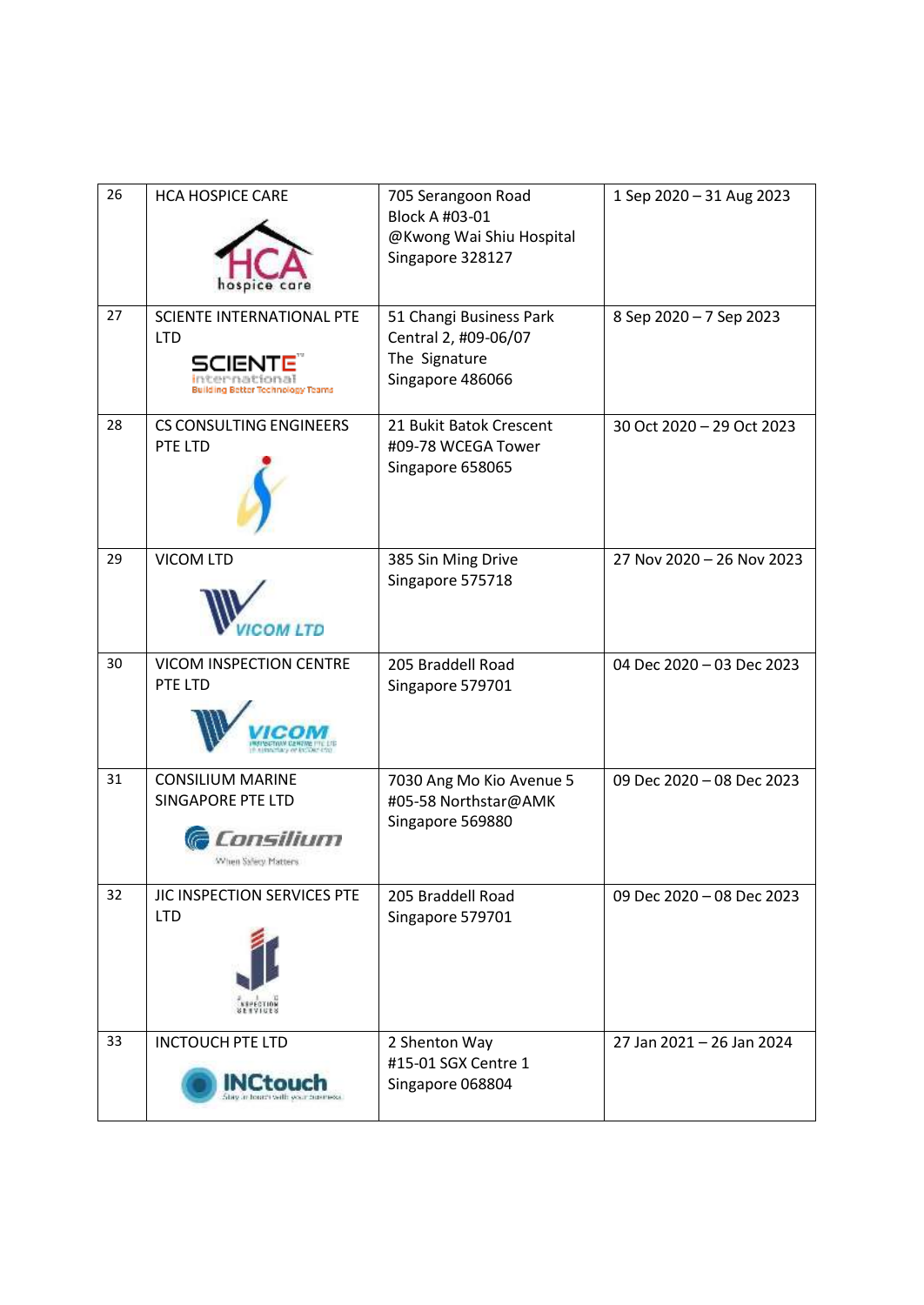| 26 | HCA HOSPICE CARE | 705 Serangoon Road<br>Block A #03-01<br>@Kwong Wai Shiu Hospital<br>Singapore 328127 | 1 Sep 2020 – 31 Aug 2023 |
|---|---|---|---|
| 27 | SCIENTE INTERNATIONAL PTE LTD | 51 Changi Business Park Central 2, #09-06/07<br>The Signature<br>Singapore 486066 | 8 Sep 2020 – 7 Sep 2023 |
| 28 | CS CONSULTING ENGINEERS PTE LTD | 21 Bukit Batok Crescent<br>#09-78 WCEGA Tower<br>Singapore 658065 | 30 Oct 2020 – 29 Oct 2023 |
| 29 | VICOM LTD | 385 Sin Ming Drive<br>Singapore 575718 | 27 Nov 2020 – 26 Nov 2023 |
| 30 | VICOM INSPECTION CENTRE PTE LTD | 205 Braddell Road<br>Singapore 579701 | 04 Dec 2020 – 03 Dec 2023 |
| 31 | CONSILIUM MARINE SINGAPORE PTE LTD | 7030 Ang Mo Kio Avenue 5<br>#05-58 Northstar@AMK<br>Singapore 569880 | 09 Dec 2020 – 08 Dec 2023 |
| 32 | JIC INSPECTION SERVICES PTE LTD | 205 Braddell Road<br>Singapore 579701 | 09 Dec 2020 – 08 Dec 2023 |
| 33 | INCTOUCH PTE LTD | 2 Shenton Way<br>#15-01 SGX Centre 1<br>Singapore 068804 | 27 Jan 2021 – 26 Jan 2024 |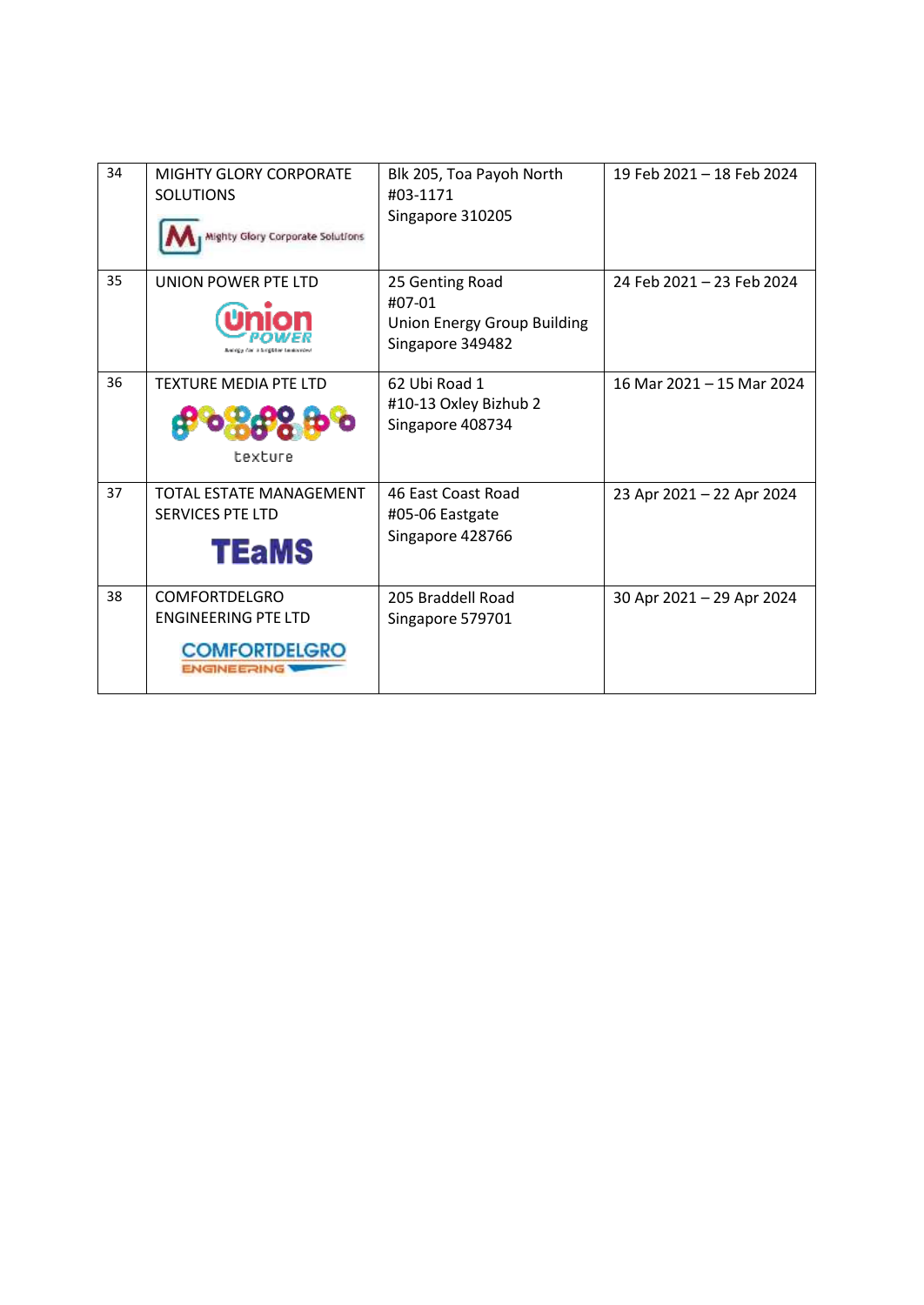| | | | |
|---|---|---|---|
| 34 | MIGHTY GLORY CORPORATE SOLUTIONS<br>Mighty Glory Corporate Solutions | Blk 205, Toa Payoh North<br>#03-1171<br>Singapore 310205 | 19 Feb 2021 – 18 Feb 2024 |
| 35 | UNION POWER PTE LTD<br>Union POWER | 25 Genting Road<br>#07-01<br>Union Energy Group Building<br>Singapore 349482 | 24 Feb 2021 – 23 Feb 2024 |
| 36 | TEXTURE MEDIA PTE LTD<br>texture | 62 Ubi Road 1<br>#10-13 Oxley Bizhub 2<br>Singapore 408734 | 16 Mar 2021 – 15 Mar 2024 |
| 37 | TOTAL ESTATE MANAGEMENT SERVICES PTE LTD<br>TEaMS | 46 East Coast Road<br>#05-06 Eastgate<br>Singapore 428766 | 23 Apr 2021 – 22 Apr 2024 |
| 38 | COMFORTDELGRO ENGINEERING PTE LTD<br>COMFORTDELGRO ENGINEERING | 205 Braddell Road<br>Singapore 579701 | 30 Apr 2021 – 29 Apr 2024 |